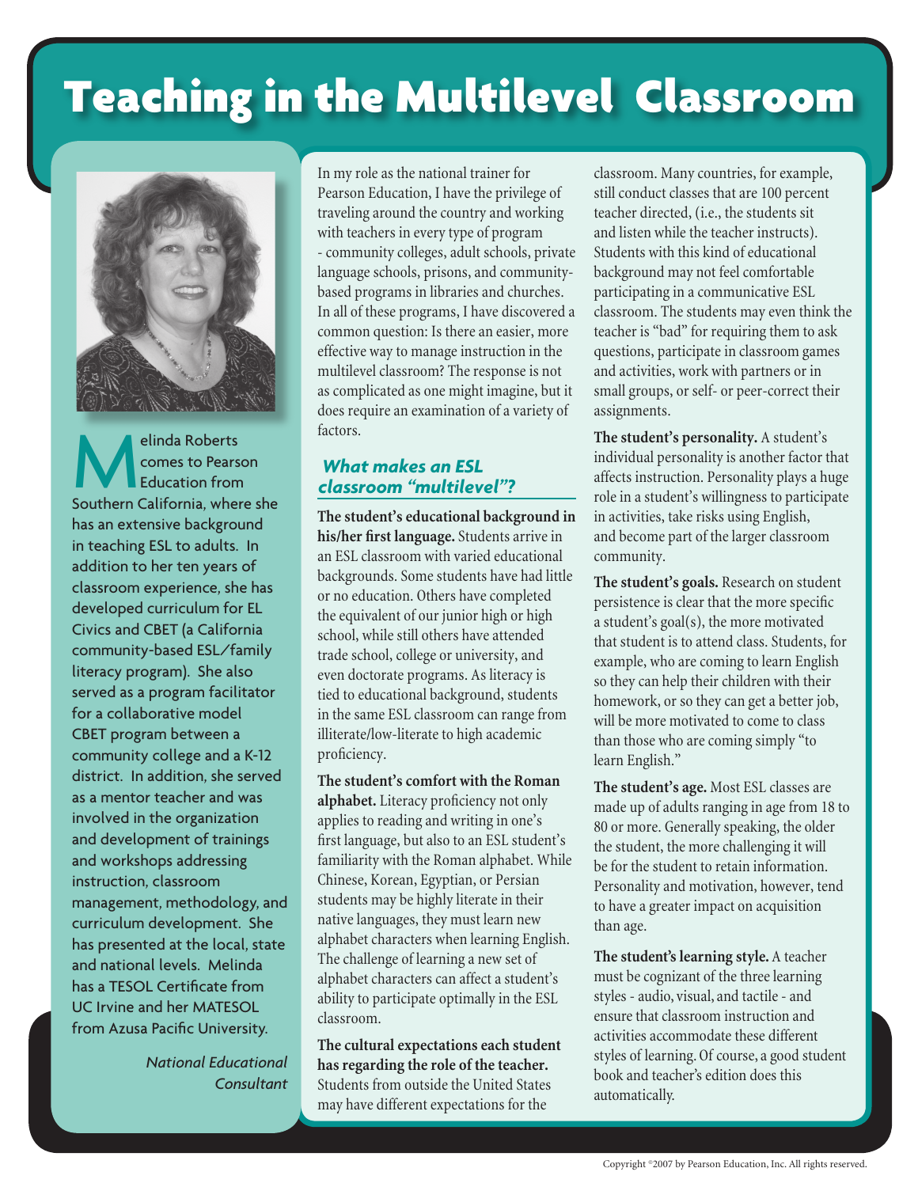# Teaching in the Multilevel Classroom

Melinda Roberts comes to Pearson Education from Southern California, where she has an extensive background in teaching ESL to adults. In addition to her ten years of classroom experience, she has developed curriculum for EL Civics and CBET (a California community-based ESL/family literacy program). She also served as a program facilitator for a collaborative model CBET program between a community college and a K-12 district. In addition, she served as a mentor teacher and was involved in the organization and development of trainings and workshops addressing instruction, classroom management, methodology, and curriculum development. She has presented at the local, state and national levels. Melinda has a TESOL Certificate from UC Irvine and her MATESOL from Azusa Pacific University.

*National Educational Consultant*

In my role as the national trainer for Pearson Education, I have the privilege of traveling around the country and working with teachers in every type of program - community colleges, adult schools, private language schools, prisons, and community-based programs in libraries and churches. In all of these programs, I have discovered a common question: Is there an easier, more effective way to manage instruction in the multilevel classroom? The response is not as complicated as one might imagine, but it does require an examination of a variety of factors.

## What makes an ESL classroom "multilevel"?

**The student's educational background in his/her first language.** Students arrive in an ESL classroom with varied educational backgrounds. Some students have had little or no education. Others have completed the equivalent of our junior high or high school, while still others have attended trade school, college or university, and even doctorate programs. As literacy is tied to educational background, students in the same ESL classroom can range from illiterate/low-literate to high academic proficiency.

**The student's comfort with the Roman alphabet.** Literacy proficiency not only applies to reading and writing in one's first language, but also to an ESL student's familiarity with the Roman alphabet. While Chinese, Korean, Egyptian, or Persian students may be highly literate in their native languages, they must learn new alphabet characters when learning English. The challenge of learning a new set of alphabet characters can affect a student's ability to participate optimally in the ESL classroom.

**The cultural expectations each student has regarding the role of the teacher.** Students from outside the United States may have different expectations for the classroom. Many countries, for example, still conduct classes that are 100 percent teacher directed, (i.e., the students sit and listen while the teacher instructs). Students with this kind of educational background may not feel comfortable participating in a communicative ESL classroom. The students may even think the teacher is "bad" for requiring them to ask questions, participate in classroom games and activities, work with partners or in small groups, or self- or peer-correct their assignments.

**The student's personality.** A student's individual personality is another factor that affects instruction. Personality plays a huge role in a student's willingness to participate in activities, take risks using English, and become part of the larger classroom community.

**The student's goals.** Research on student persistence is clear that the more specific a student's goal(s), the more motivated that student is to attend class. Students, for example, who are coming to learn English so they can help their children with their homework, or so they can get a better job, will be more motivated to come to class than those who are coming simply "to learn English."

**The student's age.** Most ESL classes are made up of adults ranging in age from 18 to 80 or more. Generally speaking, the older the student, the more challenging it will be for the student to retain information. Personality and motivation, however, tend to have a greater impact on acquisition than age.

**The student's learning style.** A teacher must be cognizant of the three learning styles - audio, visual, and tactile - and ensure that classroom instruction and activities accommodate these different styles of learning. Of course, a good student book and teacher's edition does this automatically.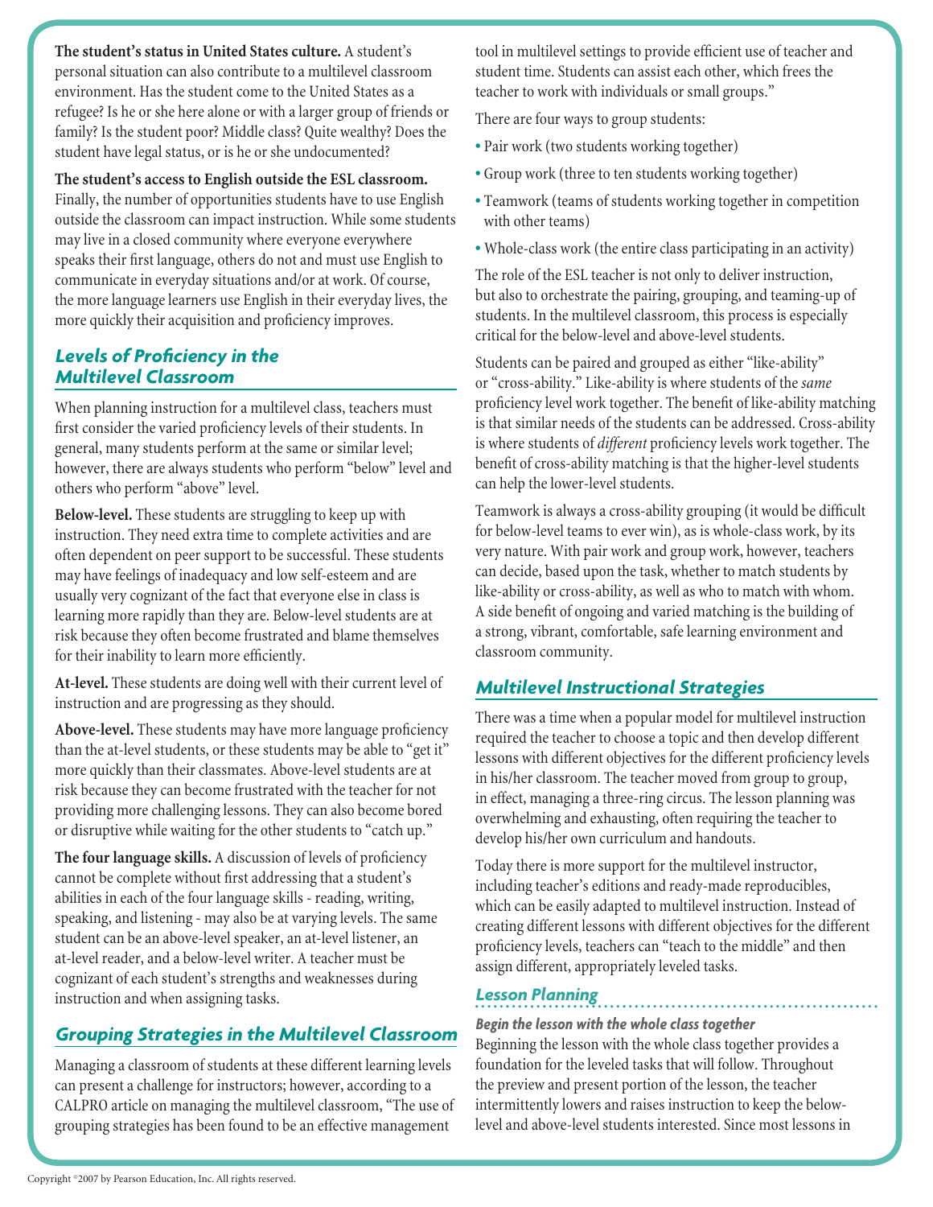**The student's status in United States culture.** A student's personal situation can also contribute to a multilevel classroom environment. Has the student come to the United States as a refugee? Is he or she here alone or with a larger group of friends or family? Is the student poor? Middle class? Quite wealthy? Does the student have legal status, or is he or she undocumented?

**The student's access to English outside the ESL classroom.** Finally, the number of opportunities students have to use English outside the classroom can impact instruction. While some students may live in a closed community where everyone everywhere speaks their first language, others do not and must use English to communicate in everyday situations and/or at work. Of course, the more language learners use English in their everyday lives, the more quickly their acquisition and proficiency improves.

## Levels of Proficiency in the Multilevel Classroom

When planning instruction for a multilevel class, teachers must first consider the varied proficiency levels of their students. In general, many students perform at the same or similar level; however, there are always students who perform "below" level and others who perform "above" level.

**Below-level.** These students are struggling to keep up with instruction. They need extra time to complete activities and are often dependent on peer support to be successful. These students may have feelings of inadequacy and low self-esteem and are usually very cognizant of the fact that everyone else in class is learning more rapidly than they are. Below-level students are at risk because they often become frustrated and blame themselves for their inability to learn more efficiently.

**At-level.** These students are doing well with their current level of instruction and are progressing as they should.

**Above-level.** These students may have more language proficiency than the at-level students, or these students may be able to "get it" more quickly than their classmates. Above-level students are at risk because they can become frustrated with the teacher for not providing more challenging lessons. They can also become bored or disruptive while waiting for the other students to "catch up."

**The four language skills.** A discussion of levels of proficiency cannot be complete without first addressing that a student's abilities in each of the four language skills - reading, writing, speaking, and listening - may also be at varying levels. The same student can be an above-level speaker, an at-level listener, an at-level reader, and a below-level writer. A teacher must be cognizant of each student's strengths and weaknesses during instruction and when assigning tasks.

## Grouping Strategies in the Multilevel Classroom

Managing a classroom of students at these different learning levels can present a challenge for instructors; however, according to a CALPRO article on managing the multilevel classroom, "The use of grouping strategies has been found to be an effective management tool in multilevel settings to provide efficient use of teacher and student time. Students can assist each other, which frees the teacher to work with individuals or small groups."

There are four ways to group students:

- Pair work (two students working together)
- Group work (three to ten students working together)
- Teamwork (teams of students working together in competition with other teams)
- Whole-class work (the entire class participating in an activity)

The role of the ESL teacher is not only to deliver instruction, but also to orchestrate the pairing, grouping, and teaming-up of students. In the multilevel classroom, this process is especially critical for the below-level and above-level students.

Students can be paired and grouped as either "like-ability" or "cross-ability." Like-ability is where students of the *same* proficiency level work together. The benefit of like-ability matching is that similar needs of the students can be addressed. Cross-ability is where students of *different* proficiency levels work together. The benefit of cross-ability matching is that the higher-level students can help the lower-level students.

Teamwork is always a cross-ability grouping (it would be difficult for below-level teams to ever win), as is whole-class work, by its very nature. With pair work and group work, however, teachers can decide, based upon the task, whether to match students by like-ability or cross-ability, as well as who to match with whom. A side benefit of ongoing and varied matching is the building of a strong, vibrant, comfortable, safe learning environment and classroom community.

## Multilevel Instructional Strategies

There was a time when a popular model for multilevel instruction required the teacher to choose a topic and then develop different lessons with different objectives for the different proficiency levels in his/her classroom. The teacher moved from group to group, in effect, managing a three-ring circus. The lesson planning was overwhelming and exhausting, often requiring the teacher to develop his/her own curriculum and handouts.

Today there is more support for the multilevel instructor, including teacher's editions and ready-made reproducibles, which can be easily adapted to multilevel instruction. Instead of creating different lessons with different objectives for the different proficiency levels, teachers can "teach to the middle" and then assign different, appropriately leveled tasks.

### Lesson Planning

#### *Begin the lesson with the whole class together*

Beginning the lesson with the whole class together provides a foundation for the leveled tasks that will follow. Throughout the preview and present portion of the lesson, the teacher intermittently lowers and raises instruction to keep the below-level and above-level students interested. Since most lessons in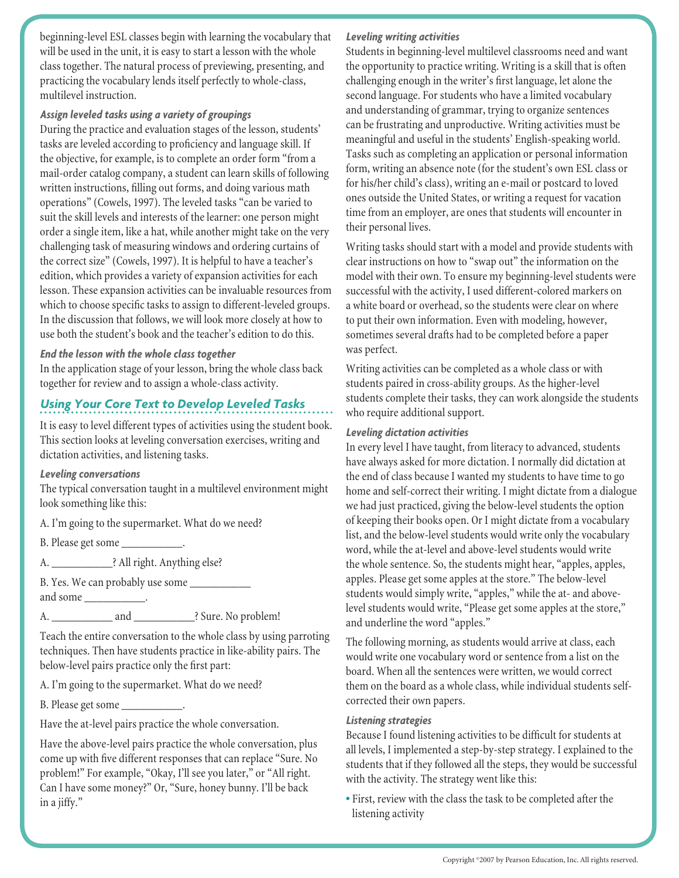beginning-level ESL classes begin with learning the vocabulary that will be used in the unit, it is easy to start a lesson with the whole class together. The natural process of previewing, presenting, and practicing the vocabulary lends itself perfectly to whole-class, multilevel instruction.

***Assign leveled tasks using a variety of groupings***

During the practice and evaluation stages of the lesson, students' tasks are leveled according to proficiency and language skill. If the objective, for example, is to complete an order form "from a mail-order catalog company, a student can learn skills of following written instructions, filling out forms, and doing various math operations" (Cowels, 1997). The leveled tasks "can be varied to suit the skill levels and interests of the learner: one person might order a single item, like a hat, while another might take on the very challenging task of measuring windows and ordering curtains of the correct size" (Cowels, 1997). It is helpful to have a teacher's edition, which provides a variety of expansion activities for each lesson. These expansion activities can be invaluable resources from which to choose specific tasks to assign to different-leveled groups. In the discussion that follows, we will look more closely at how to use both the student's book and the teacher's edition to do this.

***End the lesson with the whole class together***

In the application stage of your lesson, bring the whole class back together for review and to assign a whole-class activity.

## *Using Your Core Text to Develop Leveled Tasks*

It is easy to level different types of activities using the student book. This section looks at leveling conversation exercises, writing and dictation activities, and listening tasks.

***Leveling conversations***

The typical conversation taught in a multilevel environment might look something like this:

A. I'm going to the supermarket. What do we need?

B. Please get some ___________.

A. ___________? All right. Anything else?

B. Yes. We can probably use some ___________ and some ___________.

A. ___________ and ___________? Sure. No problem!

Teach the entire conversation to the whole class by using parroting techniques. Then have students practice in like-ability pairs. The below-level pairs practice only the first part:

A. I'm going to the supermarket. What do we need?

B. Please get some ___________.

Have the at-level pairs practice the whole conversation.

Have the above-level pairs practice the whole conversation, plus come up with five different responses that can replace "Sure. No problem!" For example, "Okay, I'll see you later," or "All right. Can I have some money?" Or, "Sure, honey bunny. I'll be back in a jiffy."

***Leveling writing activities***

Students in beginning-level multilevel classrooms need and want the opportunity to practice writing. Writing is a skill that is often challenging enough in the writer's first language, let alone the second language. For students who have a limited vocabulary and understanding of grammar, trying to organize sentences can be frustrating and unproductive. Writing activities must be meaningful and useful in the students' English-speaking world. Tasks such as completing an application or personal information form, writing an absence note (for the student's own ESL class or for his/her child's class), writing an e-mail or postcard to loved ones outside the United States, or writing a request for vacation time from an employer, are ones that students will encounter in their personal lives.

Writing tasks should start with a model and provide students with clear instructions on how to "swap out" the information on the model with their own. To ensure my beginning-level students were successful with the activity, I used different-colored markers on a white board or overhead, so the students were clear on where to put their own information. Even with modeling, however, sometimes several drafts had to be completed before a paper was perfect.

Writing activities can be completed as a whole class or with students paired in cross-ability groups. As the higher-level students complete their tasks, they can work alongside the students who require additional support.

***Leveling dictation activities***

In every level I have taught, from literacy to advanced, students have always asked for more dictation. I normally did dictation at the end of class because I wanted my students to have time to go home and self-correct their writing. I might dictate from a dialogue we had just practiced, giving the below-level students the option of keeping their books open. Or I might dictate from a vocabulary list, and the below-level students would write only the vocabulary word, while the at-level and above-level students would write the whole sentence. So, the students might hear, "apples, apples, apples. Please get some apples at the store." The below-level students would simply write, "apples," while the at- and above-level students would write, "Please get some apples at the store," and underline the word "apples."

The following morning, as students would arrive at class, each would write one vocabulary word or sentence from a list on the board. When all the sentences were written, we would correct them on the board as a whole class, while individual students self-corrected their own papers.

***Listening strategies***

Because I found listening activities to be difficult for students at all levels, I implemented a step-by-step strategy. I explained to the students that if they followed all the steps, they would be successful with the activity. The strategy went like this:

- First, review with the class the task to be completed after the listening activity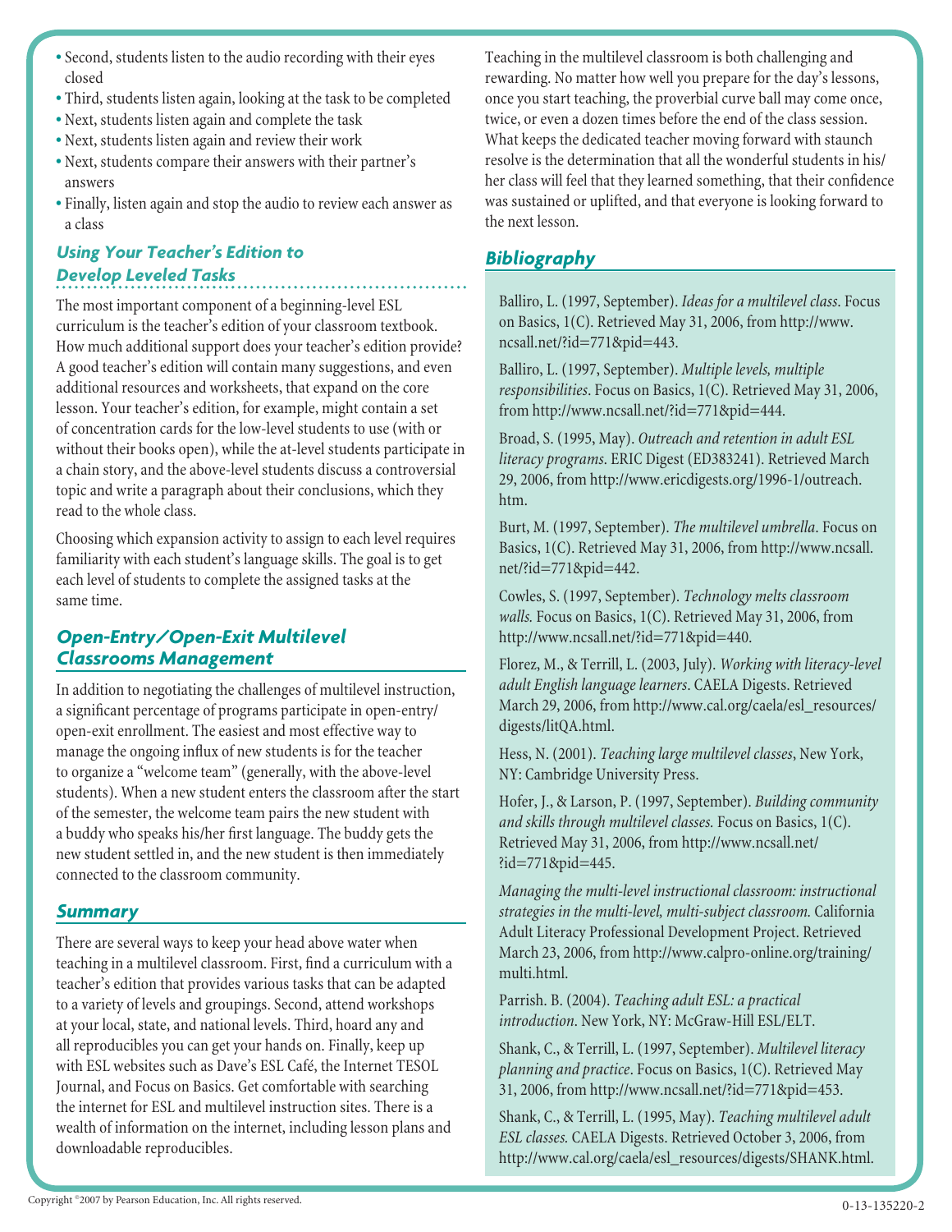- Second, students listen to the audio recording with their eyes closed
- Third, students listen again, looking at the task to be completed
- Next, students listen again and complete the task
- Next, students listen again and review their work
- Next, students compare their answers with their partner's answers
- Finally, listen again and stop the audio to review each answer as a class

### *Using Your Teacher's Edition to Develop Leveled Tasks*

The most important component of a beginning-level ESL curriculum is the teacher's edition of your classroom textbook. How much additional support does your teacher's edition provide? A good teacher's edition will contain many suggestions, and even additional resources and worksheets, that expand on the core lesson. Your teacher's edition, for example, might contain a set of concentration cards for the low-level students to use (with or without their books open), while the at-level students participate in a chain story, and the above-level students discuss a controversial topic and write a paragraph about their conclusions, which they read to the whole class.

Choosing which expansion activity to assign to each level requires familiarity with each student's language skills. The goal is to get each level of students to complete the assigned tasks at the same time.

### *Open-Entry/Open-Exit Multilevel Classrooms Management*

In addition to negotiating the challenges of multilevel instruction, a significant percentage of programs participate in open-entry/open-exit enrollment. The easiest and most effective way to manage the ongoing influx of new students is for the teacher to organize a "welcome team" (generally, with the above-level students). When a new student enters the classroom after the start of the semester, the welcome team pairs the new student with a buddy who speaks his/her first language. The buddy gets the new student settled in, and the new student is then immediately connected to the classroom community.

### *Summary*

There are several ways to keep your head above water when teaching in a multilevel classroom. First, find a curriculum with a teacher's edition that provides various tasks that can be adapted to a variety of levels and groupings. Second, attend workshops at your local, state, and national levels. Third, hoard any and all reproducibles you can get your hands on. Finally, keep up with ESL websites such as Dave's ESL Café, the Internet TESOL Journal, and Focus on Basics. Get comfortable with searching the internet for ESL and multilevel instruction sites. There is a wealth of information on the internet, including lesson plans and downloadable reproducibles.

Teaching in the multilevel classroom is both challenging and rewarding. No matter how well you prepare for the day's lessons, once you start teaching, the proverbial curve ball may come once, twice, or even a dozen times before the end of the class session. What keeps the dedicated teacher moving forward with staunch resolve is the determination that all the wonderful students in his/her class will feel that they learned something, that their confidence was sustained or uplifted, and that everyone is looking forward to the next lesson.

### *Bibliography*

Balliro, L. (1997, September). *Ideas for a multilevel class*. Focus on Basics, 1(C). Retrieved May 31, 2006, from http://www.ncsall.net/?id=771&pid=443.

Balliro, L. (1997, September). *Multiple levels, multiple responsibilities*. Focus on Basics, 1(C). Retrieved May 31, 2006, from http://www.ncsall.net/?id=771&pid=444.

Broad, S. (1995, May). *Outreach and retention in adult ESL literacy programs*. ERIC Digest (ED383241). Retrieved March 29, 2006, from http://www.ericdigests.org/1996-1/outreach.htm.

Burt, M. (1997, September). *The multilevel umbrella*. Focus on Basics, 1(C). Retrieved May 31, 2006, from http://www.ncsall.net/?id=771&pid=442.

Cowles, S. (1997, September). *Technology melts classroom walls.* Focus on Basics, 1(C). Retrieved May 31, 2006, from http://www.ncsall.net/?id=771&pid=440.

Florez, M., & Terrill, L. (2003, July). *Working with literacy-level adult English language learners*. CAELA Digests. Retrieved March 29, 2006, from http://www.cal.org/caela/esl_resources/digests/litQA.html.

Hess, N. (2001). *Teaching large multilevel classes*, New York, NY: Cambridge University Press.

Hofer, J., & Larson, P. (1997, September). *Building community and skills through multilevel classes.* Focus on Basics, 1(C). Retrieved May 31, 2006, from http://www.ncsall.net/?id=771&pid=445.

*Managing the multi-level instructional classroom: instructional strategies in the multi-level, multi-subject classroom.* California Adult Literacy Professional Development Project. Retrieved March 23, 2006, from http://www.calpro-online.org/training/multi.html.

Parrish. B. (2004). *Teaching adult ESL: a practical introduction*. New York, NY: McGraw-Hill ESL/ELT.

Shank, C., & Terrill, L. (1997, September). *Multilevel literacy planning and practice*. Focus on Basics, 1(C). Retrieved May 31, 2006, from http://www.ncsall.net/?id=771&pid=453.

Shank, C., & Terrill, L. (1995, May). *Teaching multilevel adult ESL classes.* CAELA Digests. Retrieved October 3, 2006, from http://www.cal.org/caela/esl_resources/digests/SHANK.html.

Copyright ©2007 by Pearson Education, Inc. All rights reserved.

0-13-135220-2